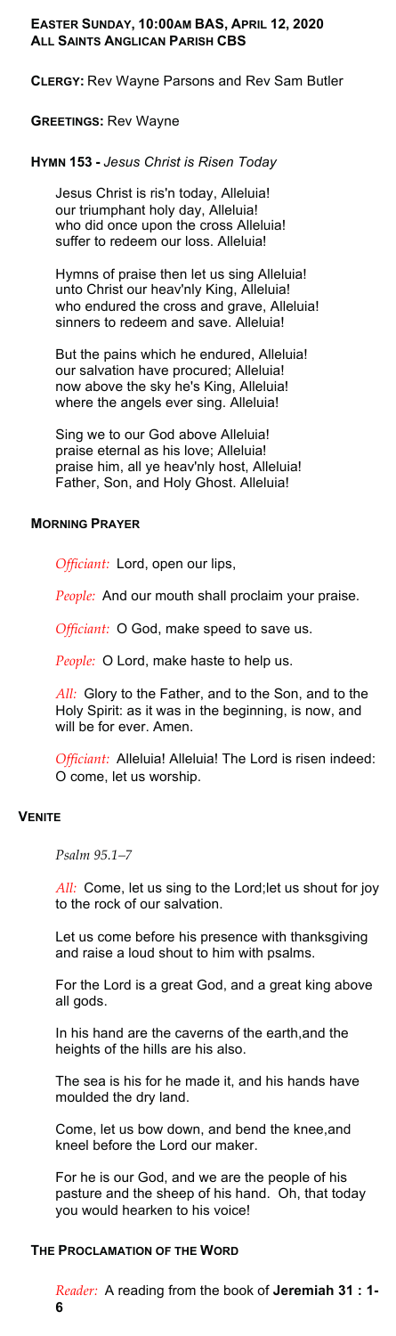**Easter Sunday, 10:00am BAS, April 12, 2020**
**All Saints Anglican Parish CBS**

**Clergy:** Rev Wayne Parsons and Rev Sam Butler

**Greetings:** Rev Wayne

**Hymn 153 -** *Jesus Christ is Risen Today*

Jesus Christ is ris'n today, Alleluia!
our triumphant holy day, Alleluia!
who did once upon the cross Alleluia!
suffer to redeem our loss. Alleluia!

Hymns of praise then let us sing Alleluia!
unto Christ our heav'nly King, Alleluia!
who endured the cross and grave, Alleluia!
sinners to redeem and save. Alleluia!

But the pains which he endured, Alleluia!
our salvation have procured; Alleluia!
now above the sky he's King, Alleluia!
where the angels ever sing. Alleluia!

Sing we to our God above Alleluia!
praise eternal as his love; Alleluia!
praise him, all ye heav'nly host, Alleluia!
Father, Son, and Holy Ghost. Alleluia!

**Morning Prayer**

*Officiant:* Lord, open our lips,

*People:* And our mouth shall proclaim your praise.

*Officiant:* O God, make speed to save us.

*People:* O Lord, make haste to help us.

*All:* Glory to the Father, and to the Son, and to the Holy Spirit: as it was in the beginning, is now, and will be for ever. Amen.

*Officiant:* Alleluia! Alleluia! The Lord is risen indeed: O come, let us worship.

**Venite**

*Psalm 95.1–7*

*All:* Come, let us sing to the Lord;let us shout for joy to the rock of our salvation.

Let us come before his presence with thanksgiving and raise a loud shout to him with psalms.

For the Lord is a great God, and a great king above all gods.

In his hand are the caverns of the earth,and the heights of the hills are his also.

The sea is his for he made it, and his hands have moulded the dry land.

Come, let us bow down, and bend the knee,and kneel before the Lord our maker.

For he is our God, and we are the people of his pasture and the sheep of his hand. Oh, that today you would hearken to his voice!

**The Proclamation of the Word**

*Reader:* A reading from the book of **Jeremiah 31 : 1-6**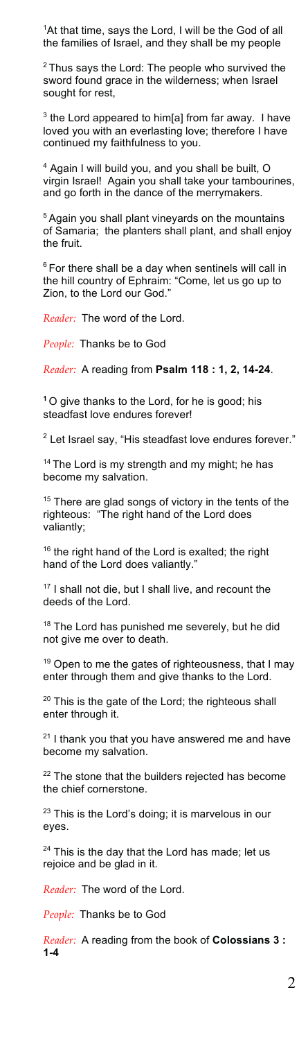[1]At that time, says the Lord, I will be the God of all the families of Israel, and they shall be my people

[2] Thus says the Lord: The people who survived the sword found grace in the wilderness; when Israel sought for rest,

[3] the Lord appeared to him[a] from far away. I have loved you with an everlasting love; therefore I have continued my faithfulness to you.

[4] Again I will build you, and you shall be built, O virgin Israel! Again you shall take your tambourines, and go forth in the dance of the merrymakers.

[5] Again you shall plant vineyards on the mountains of Samaria; the planters shall plant, and shall enjoy the fruit.

[6] For there shall be a day when sentinels will call in the hill country of Ephraim: "Come, let us go up to Zion, to the Lord our God."

*Reader:* The word of the Lord.

*People:* Thanks be to God

*Reader:* A reading from **Psalm 118 : 1, 2, 14-24**.

**[1]** O give thanks to the Lord, for he is good; his steadfast love endures forever!

[2] Let Israel say, "His steadfast love endures forever."

[14] The Lord is my strength and my might; he has become my salvation.

[15] There are glad songs of victory in the tents of the righteous: "The right hand of the Lord does valiantly;

[16] the right hand of the Lord is exalted; the right hand of the Lord does valiantly."

[17] I shall not die, but I shall live, and recount the deeds of the Lord.

[18] The Lord has punished me severely, but he did not give me over to death.

[19] Open to me the gates of righteousness, that I may enter through them and give thanks to the Lord.

[20] This is the gate of the Lord; the righteous shall enter through it.

[21] I thank you that you have answered me and have become my salvation.

[22] The stone that the builders rejected has become the chief cornerstone.

[23] This is the Lord's doing; it is marvelous in our eyes.

[24] This is the day that the Lord has made; let us rejoice and be glad in it.

*Reader:* The word of the Lord.

*People:* Thanks be to God

*Reader:* A reading from the book of **Colossians 3 : 1-4**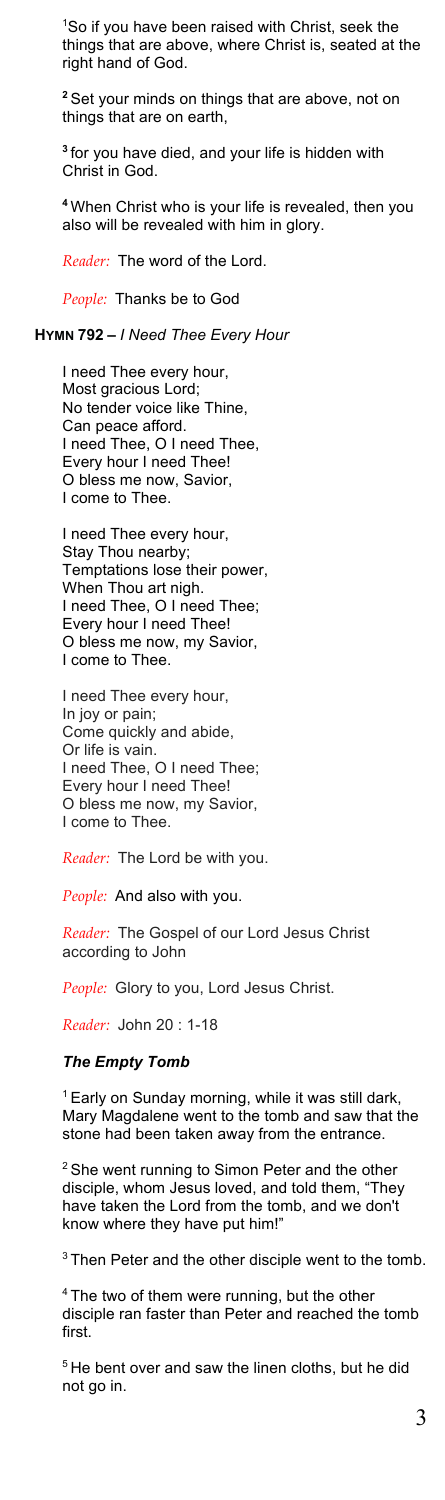[1]So if you have been raised with Christ, seek the things that are above, where Christ is, seated at the right hand of God.

**[2]** Set your minds on things that are above, not on things that are on earth,

**[3]** for you have died, and your life is hidden with Christ in God.

**[4]** When Christ who is your life is revealed, then you also will be revealed with him in glory.

*Reader:* The word of the Lord.

*People:* Thanks be to God

**HYMN 792 –** ***I Need Thee Every Hour***

I need Thee every hour,
Most gracious Lord;
No tender voice like Thine,
Can peace afford.
I need Thee, O I need Thee,
Every hour I need Thee!
O bless me now, Savior,
I come to Thee.

I need Thee every hour,
Stay Thou nearby;
Temptations lose their power,
When Thou art nigh.
I need Thee, O I need Thee;
Every hour I need Thee!
O bless me now, my Savior,
I come to Thee.

I need Thee every hour,
In joy or pain;
Come quickly and abide,
Or life is vain.
I need Thee, O I need Thee;
Every hour I need Thee!
O bless me now, my Savior,
I come to Thee.

*Reader:* The Lord be with you.

*People:* And also with you.

*Reader:* The Gospel of our Lord Jesus Christ according to John

*People:* Glory to you, Lord Jesus Christ.

*Reader:* John 20 : 1-18

### *The Empty Tomb*

[1] Early on Sunday morning, while it was still dark, Mary Magdalene went to the tomb and saw that the stone had been taken away from the entrance.

[2] She went running to Simon Peter and the other disciple, whom Jesus loved, and told them, "They have taken the Lord from the tomb, and we don't know where they have put him!"

[3] Then Peter and the other disciple went to the tomb.

[4] The two of them were running, but the other disciple ran faster than Peter and reached the tomb first.

[5] He bent over and saw the linen cloths, but he did not go in.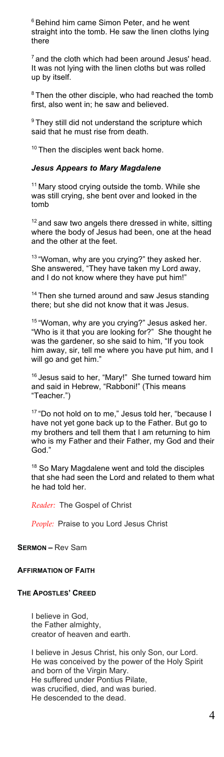[6] Behind him came Simon Peter, and he went straight into the tomb. He saw the linen cloths lying there

[7] and the cloth which had been around Jesus' head. It was not lying with the linen cloths but was rolled up by itself.

[8] Then the other disciple, who had reached the tomb first, also went in; he saw and believed.

[9] They still did not understand the scripture which said that he must rise from death.

[10] Then the disciples went back home.

### *Jesus Appears to Mary Magdalene*

[11] Mary stood crying outside the tomb. While she was still crying, she bent over and looked in the tomb

[12] and saw two angels there dressed in white, sitting where the body of Jesus had been, one at the head and the other at the feet.

[13] "Woman, why are you crying?" they asked her. She answered, "They have taken my Lord away, and I do not know where they have put him!"

[14] Then she turned around and saw Jesus standing there; but she did not know that it was Jesus.

[15] "Woman, why are you crying?" Jesus asked her. "Who is it that you are looking for?" She thought he was the gardener, so she said to him, "If you took him away, sir, tell me where you have put him, and I will go and get him."

[16] Jesus said to her, "Mary!" She turned toward him and said in Hebrew, "Rabboni!" (This means "Teacher.")

[17] "Do not hold on to me," Jesus told her, "because I have not yet gone back up to the Father. But go to my brothers and tell them that I am returning to him who is my Father and their Father, my God and their God."

[18] So Mary Magdalene went and told the disciples that she had seen the Lord and related to them what he had told her.

*Reader:* The Gospel of Christ

*People:* Praise to you Lord Jesus Christ

**SERMON –** Rev Sam

**AFFIRMATION OF FAITH**

**THE APOSTLES' CREED**

I believe in God,
the Father almighty,
creator of heaven and earth.

I believe in Jesus Christ, his only Son, our Lord.
He was conceived by the power of the Holy Spirit
and born of the Virgin Mary.
He suffered under Pontius Pilate,
was crucified, died, and was buried.
He descended to the dead.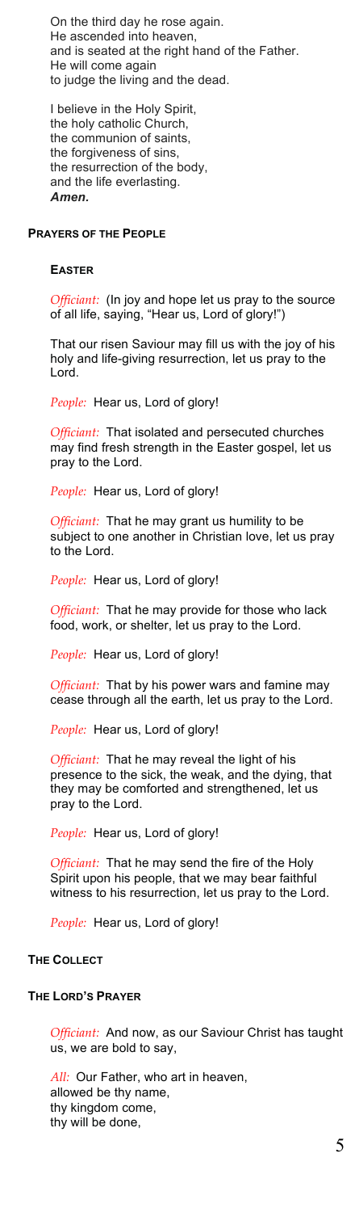On the third day he rose again.
He ascended into heaven,
and is seated at the right hand of the Father.
He will come again
to judge the living and the dead.

I believe in the Holy Spirit,
the holy catholic Church,
the communion of saints,
the forgiveness of sins,
the resurrection of the body,
and the life everlasting.
***Amen.***

## Prayers of the People

### Easter

*Officiant:* (In joy and hope let us pray to the source of all life, saying, "Hear us, Lord of glory!")

That our risen Saviour may fill us with the joy of his holy and life-giving resurrection, let us pray to the Lord.

*People:* Hear us, Lord of glory!

*Officiant:* That isolated and persecuted churches may find fresh strength in the Easter gospel, let us pray to the Lord.

*People:* Hear us, Lord of glory!

*Officiant:* That he may grant us humility to be subject to one another in Christian love, let us pray to the Lord.

*People:* Hear us, Lord of glory!

*Officiant:* That he may provide for those who lack food, work, or shelter, let us pray to the Lord.

*People:* Hear us, Lord of glory!

*Officiant:* That by his power wars and famine may cease through all the earth, let us pray to the Lord.

*People:* Hear us, Lord of glory!

*Officiant:* That he may reveal the light of his presence to the sick, the weak, and the dying, that they may be comforted and strengthened, let us pray to the Lord.

*People:* Hear us, Lord of glory!

*Officiant:* That he may send the fire of the Holy Spirit upon his people, that we may bear faithful witness to his resurrection, let us pray to the Lord.

*People:* Hear us, Lord of glory!

## The Collect

## The Lord's Prayer

*Officiant:* And now, as our Saviour Christ has taught us, we are bold to say,

*All:* Our Father, who art in heaven,
allowed be thy name,
thy kingdom come,
thy will be done,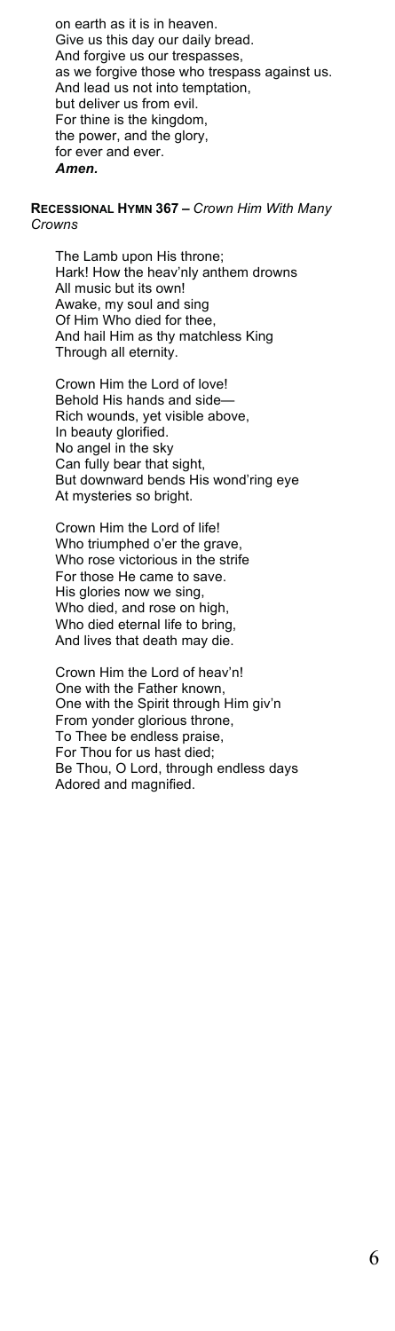on earth as it is in heaven.
Give us this day our daily bread.
And forgive us our trespasses,
as we forgive those who trespass against us.
And lead us not into temptation,
but deliver us from evil.
For thine is the kingdom,
the power, and the glory,
for ever and ever.
***Amen.***

**Recessional Hymn 367 –** *Crown Him With Many Crowns*

The Lamb upon His throne;
Hark! How the heav'nly anthem drowns
All music but its own!
Awake, my soul and sing
Of Him Who died for thee,
And hail Him as thy matchless King
Through all eternity.

Crown Him the Lord of love!
Behold His hands and side—
Rich wounds, yet visible above,
In beauty glorified.
No angel in the sky
Can fully bear that sight,
But downward bends His wond'ring eye
At mysteries so bright.

Crown Him the Lord of life!
Who triumphed o'er the grave,
Who rose victorious in the strife
For those He came to save.
His glories now we sing,
Who died, and rose on high,
Who died eternal life to bring,
And lives that death may die.

Crown Him the Lord of heav'n!
One with the Father known,
One with the Spirit through Him giv'n
From yonder glorious throne,
To Thee be endless praise,
For Thou for us hast died;
Be Thou, O Lord, through endless days
Adored and magnified.